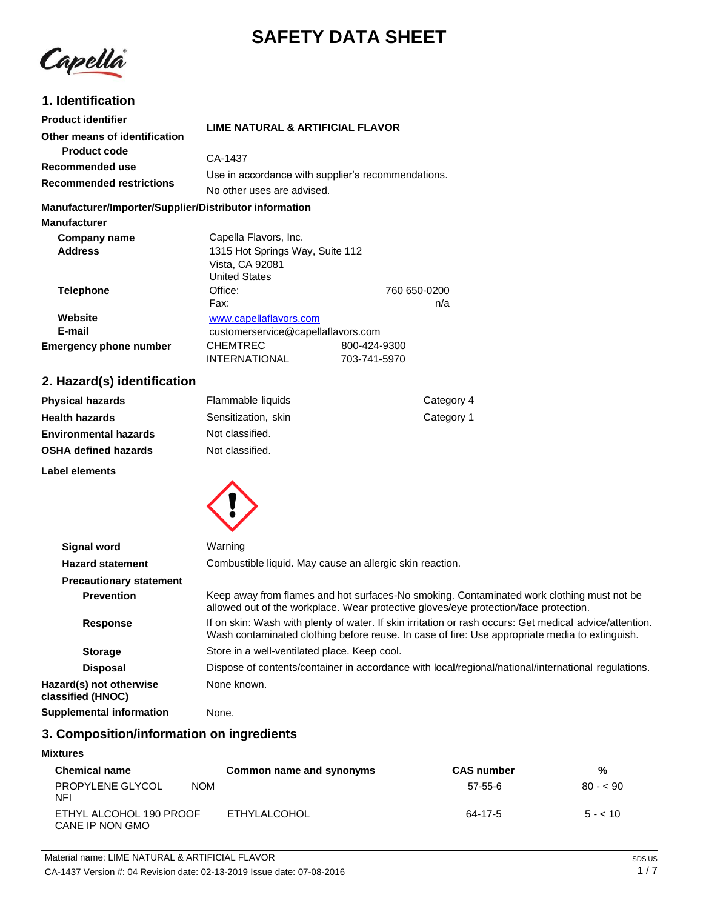# SAFETY DATA SHEET

## 1. Identification

**Product identifier** LIME NATURAL & ARTIFICIAL FLAVOR

**Other means of identification**

**Product code** CA-1437

**Recommended use** Use in accordance with supplier's recommendations.

**Recommended restrictions** No other uses are advised.

**Manufacturer/Importer/Supplier/Distributor information**

**Manufacturer**

**Company name** Capella Flavors, Inc.

**Address** 1315 Hot Springs Way, Suite 112
Vista, CA 92081
United States

**Telephone** Office: 760 650-0200
Fax: n/a

**Website** www.capellaflavors.com

**E-mail** customerservice@capellaflavors.com

**Emergency phone number** CHEMTREC 800-424-9300
INTERNATIONAL 703-741-5970

## 2. Hazard(s) identification

| | | |
|---|---|---|
| **Physical hazards** | Flammable liquids | Category 4 |
| **Health hazards** | Sensitization, skin | Category 1 |
| **Environmental hazards** | Not classified. | |
| **OSHA defined hazards** | Not classified. | |

**Label elements**

**Signal word** Warning

**Hazard statement** Combustible liquid. May cause an allergic skin reaction.

**Precautionary statement**

**Prevention** Keep away from flames and hot surfaces-No smoking. Contaminated work clothing must not be allowed out of the workplace. Wear protective gloves/eye protection/face protection.

**Response** If on skin: Wash with plenty of water. If skin irritation or rash occurs: Get medical advice/attention. Wash contaminated clothing before reuse. In case of fire: Use appropriate media to extinguish.

**Storage** Store in a well-ventilated place. Keep cool.

**Disposal** Dispose of contents/container in accordance with local/regional/national/international regulations.

**Hazard(s) not otherwise classified (HNOC)** None known.

**Supplemental information** None.

## 3. Composition/information on ingredients

**Mixtures**

| Chemical name | Common name and synonyms | CAS number | % |
|---|---|---|---|
| PROPYLENE GLYCOL NOM NFI | | 57-55-6 | 80 - < 90 |
| ETHYL ALCOHOL 190 PROOF CANE IP NON GMO | ETHYLALCOHOL | 64-17-5 | 5 - < 10 |

Material name: LIME NATURAL & ARTIFICIAL FLAVOR

CA-1437 Version #: 04 Revision date: 02-13-2019 Issue date: 07-08-2016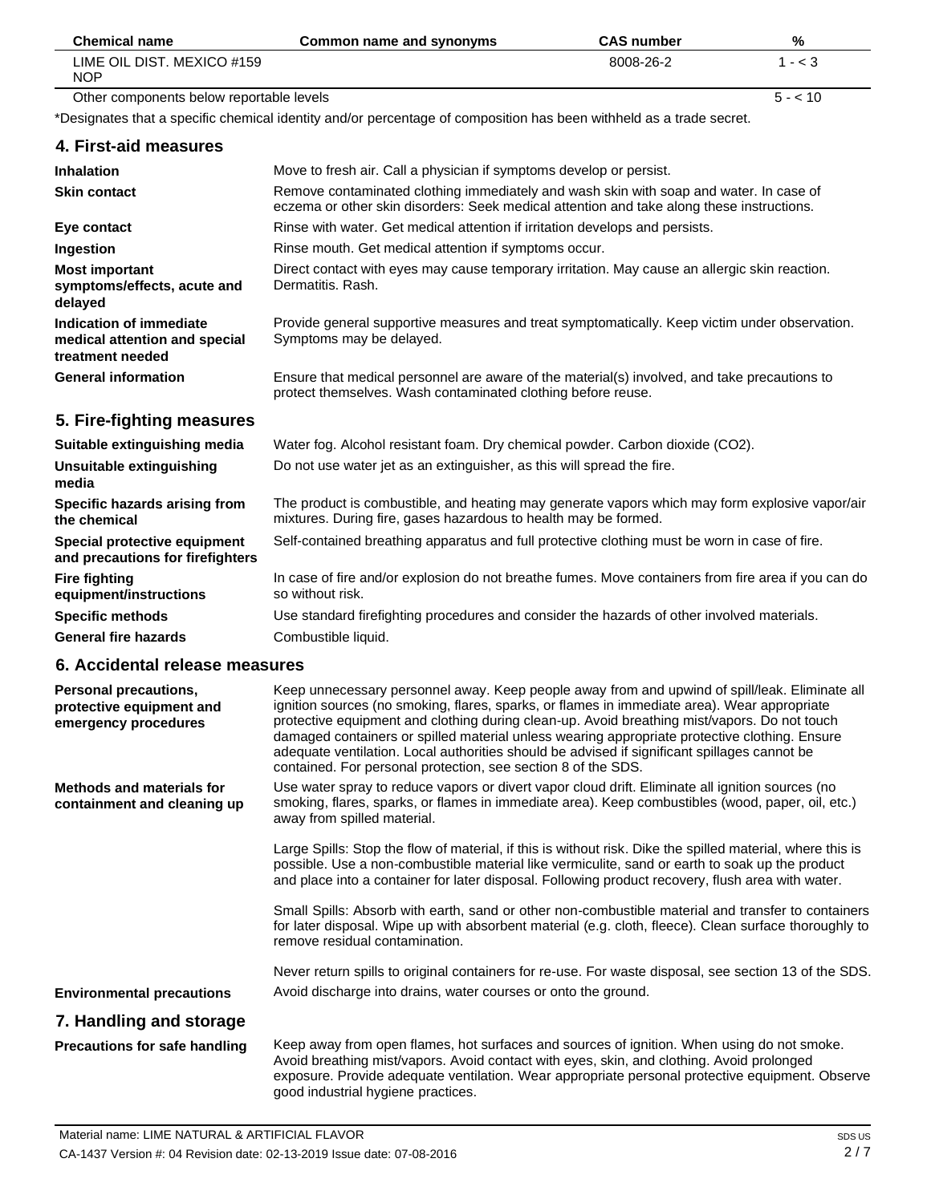| Chemical name | Common name and synonyms | CAS number | % |
|---|---|---|---|
| LIME OIL DIST. MEXICO #159 NOP | | 8008-26-2 | 1 - < 3 |
| Other components below reportable levels | | | 5 - < 10 |

*Designates that a specific chemical identity and/or percentage of composition has been withheld as a trade secret.

## 4. First-aid measures

| | |
|---|---|
| **Inhalation** | Move to fresh air. Call a physician if symptoms develop or persist. |
| **Skin contact** | Remove contaminated clothing immediately and wash skin with soap and water. In case of eczema or other skin disorders: Seek medical attention and take along these instructions. |
| **Eye contact** | Rinse with water. Get medical attention if irritation develops and persists. |
| **Ingestion** | Rinse mouth. Get medical attention if symptoms occur. |
| **Most important symptoms/effects, acute and delayed** | Direct contact with eyes may cause temporary irritation. May cause an allergic skin reaction. Dermatitis. Rash. |
| **Indication of immediate medical attention and special treatment needed** | Provide general supportive measures and treat symptomatically. Keep victim under observation. Symptoms may be delayed. |
| **General information** | Ensure that medical personnel are aware of the material(s) involved, and take precautions to protect themselves. Wash contaminated clothing before reuse. |

## 5. Fire-fighting measures

| | |
|---|---|
| **Suitable extinguishing media** | Water fog. Alcohol resistant foam. Dry chemical powder. Carbon dioxide ($CO_2$). |
| **Unsuitable extinguishing media** | Do not use water jet as an extinguisher, as this will spread the fire. |
| **Specific hazards arising from the chemical** | The product is combustible, and heating may generate vapors which may form explosive vapor/air mixtures. During fire, gases hazardous to health may be formed. |
| **Special protective equipment and precautions for firefighters** | Self-contained breathing apparatus and full protective clothing must be worn in case of fire. |
| **Fire fighting equipment/instructions** | In case of fire and/or explosion do not breathe fumes. Move containers from fire area if you can do so without risk. |
| **Specific methods** | Use standard firefighting procedures and consider the hazards of other involved materials. |
| **General fire hazards** | Combustible liquid. |

## 6. Accidental release measures

**Personal precautions, protective equipment and emergency procedures**

Keep unnecessary personnel away. Keep people away from and upwind of spill/leak. Eliminate all ignition sources (no smoking, flares, sparks, or flames in immediate area). Wear appropriate protective equipment and clothing during clean-up. Avoid breathing mist/vapors. Do not touch damaged containers or spilled material unless wearing appropriate protective clothing. Ensure adequate ventilation. Local authorities should be advised if significant spillages cannot be contained. For personal protection, see section 8 of the SDS.

**Methods and materials for containment and cleaning up**

Use water spray to reduce vapors or divert vapor cloud drift. Eliminate all ignition sources (no smoking, flares, sparks, or flames in immediate area). Keep combustibles (wood, paper, oil, etc.) away from spilled material.

Large Spills: Stop the flow of material, if this is without risk. Dike the spilled material, where this is possible. Use a non-combustible material like vermiculite, sand or earth to soak up the product and place into a container for later disposal. Following product recovery, flush area with water.

Small Spills: Absorb with earth, sand or other non-combustible material and transfer to containers for later disposal. Wipe up with absorbent material (e.g. cloth, fleece). Clean surface thoroughly to remove residual contamination.

Never return spills to original containers for re-use. For waste disposal, see section 13 of the SDS.

**Environmental precautions**

Avoid discharge into drains, water courses or onto the ground.

## 7. Handling and storage

**Precautions for safe handling**

Keep away from open flames, hot surfaces and sources of ignition. When using do not smoke. Avoid breathing mist/vapors. Avoid contact with eyes, skin, and clothing. Avoid prolonged exposure. Provide adequate ventilation. Wear appropriate personal protective equipment. Observe good industrial hygiene practices.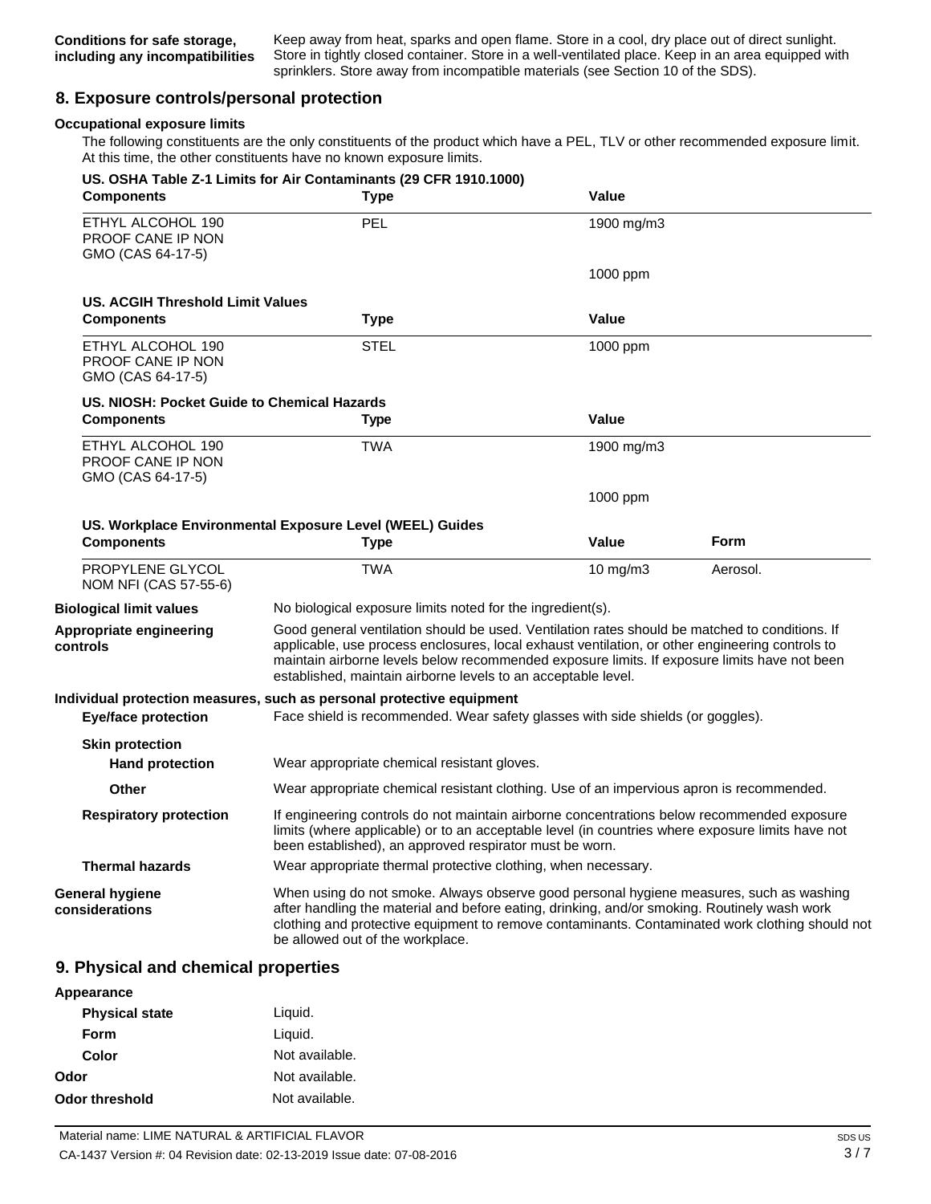**Conditions for safe storage, including any incompatibilities**
Keep away from heat, sparks and open flame. Store in a cool, dry place out of direct sunlight. Store in tightly closed container. Store in a well-ventilated place. Keep in an area equipped with sprinklers. Store away from incompatible materials (see Section 10 of the SDS).

## 8. Exposure controls/personal protection

**Occupational exposure limits**

The following constituents are the only constituents of the product which have a PEL, TLV or other recommended exposure limit. At this time, the other constituents have no known exposure limits.

**US. OSHA Table Z-1 Limits for Air Contaminants (29 CFR 1910.1000)**

| Components | Type | Value |
|---|---|---|
| ETHYL ALCOHOL 190 PROOF CANE IP NON GMO (CAS 64-17-5) | PEL | 1900 mg/m3 |
| | | 1000 ppm |

**US. ACGIH Threshold Limit Values**

| Components | Type | Value |
|---|---|---|
| ETHYL ALCOHOL 190 PROOF CANE IP NON GMO (CAS 64-17-5) | STEL | 1000 ppm |

**US. NIOSH: Pocket Guide to Chemical Hazards**

| Components | Type | Value |
|---|---|---|
| ETHYL ALCOHOL 190 PROOF CANE IP NON GMO (CAS 64-17-5) | TWA | 1900 mg/m3 |
| | | 1000 ppm |

**US. Workplace Environmental Exposure Level (WEEL) Guides**

| Components | Type | Value | Form |
|---|---|---|---|
| PROPYLENE GLYCOL NOM NFI (CAS 57-55-6) | TWA | 10 mg/m3 | Aerosol. |

**Biological limit values**
No biological exposure limits noted for the ingredient(s).

**Appropriate engineering controls**
Good general ventilation should be used. Ventilation rates should be matched to conditions. If applicable, use process enclosures, local exhaust ventilation, or other engineering controls to maintain airborne levels below recommended exposure limits. If exposure limits have not been established, maintain airborne levels to an acceptable level.

**Individual protection measures, such as personal protective equipment**

**Eye/face protection**
Face shield is recommended. Wear safety glasses with side shields (or goggles).

**Skin protection**

**Hand protection**
Wear appropriate chemical resistant gloves.

**Other**
Wear appropriate chemical resistant clothing. Use of an impervious apron is recommended.

**Respiratory protection**
If engineering controls do not maintain airborne concentrations below recommended exposure limits (where applicable) or to an acceptable level (in countries where exposure limits have not been established), an approved respirator must be worn.

**Thermal hazards**
Wear appropriate thermal protective clothing, when necessary.

**General hygiene considerations**
When using do not smoke. Always observe good personal hygiene measures, such as washing after handling the material and before eating, drinking, and/or smoking. Routinely wash work clothing and protective equipment to remove contaminants. Contaminated work clothing should not be allowed out of the workplace.

## 9. Physical and chemical properties

**Appearance**

| | |
|---|---|
| **Physical state** | Liquid. |
| **Form** | Liquid. |
| **Color** | Not available. |
| **Odor** | Not available. |
| **Odor threshold** | Not available. |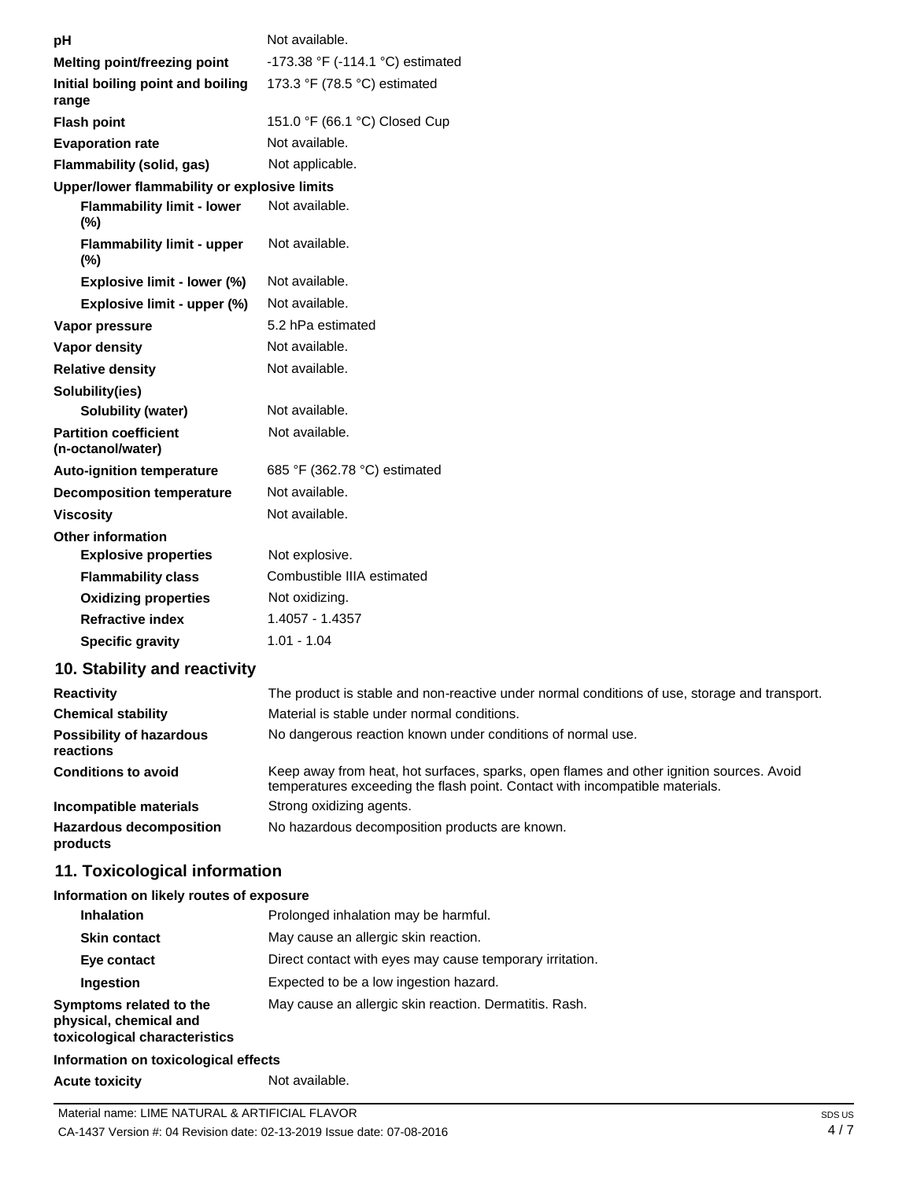| | |
|---|---|
| **pH** | Not available. |
| **Melting point/freezing point** | -173.38 °F (-114.1 °C) estimated |
| **Initial boiling point and boiling range** | 173.3 °F (78.5 °C) estimated |
| **Flash point** | 151.0 °F (66.1 °C) Closed Cup |
| **Evaporation rate** | Not available. |
| **Flammability (solid, gas)** | Not applicable. |
| **Upper/lower flammability or explosive limits** | |
| **Flammability limit - lower (%)** | Not available. |
| **Flammability limit - upper (%)** | Not available. |
| **Explosive limit - lower (%)** | Not available. |
| **Explosive limit - upper (%)** | Not available. |
| **Vapor pressure** | 5.2 hPa estimated |
| **Vapor density** | Not available. |
| **Relative density** | Not available. |
| **Solubility(ies)** | |
| **Solubility (water)** | Not available. |
| **Partition coefficient (n-octanol/water)** | Not available. |
| **Auto-ignition temperature** | 685 °F (362.78 °C) estimated |
| **Decomposition temperature** | Not available. |
| **Viscosity** | Not available. |
| **Other information** | |
| **Explosive properties** | Not explosive. |
| **Flammability class** | Combustible IIIA estimated |
| **Oxidizing properties** | Not oxidizing. |
| **Refractive index** | 1.4057 - 1.4357 |
| **Specific gravity** | 1.01 - 1.04 |

## 10. Stability and reactivity

| | |
|---|---|
| **Reactivity** | The product is stable and non-reactive under normal conditions of use, storage and transport. |
| **Chemical stability** | Material is stable under normal conditions. |
| **Possibility of hazardous reactions** | No dangerous reaction known under conditions of normal use. |
| **Conditions to avoid** | Keep away from heat, hot surfaces, sparks, open flames and other ignition sources. Avoid temperatures exceeding the flash point. Contact with incompatible materials. |
| **Incompatible materials** | Strong oxidizing agents. |
| **Hazardous decomposition products** | No hazardous decomposition products are known. |

## 11. Toxicological information

**Information on likely routes of exposure**

| | |
|---|---|
| **Inhalation** | Prolonged inhalation may be harmful. |
| **Skin contact** | May cause an allergic skin reaction. |
| **Eye contact** | Direct contact with eyes may cause temporary irritation. |
| **Ingestion** | Expected to be a low ingestion hazard. |
| **Symptoms related to the physical, chemical and toxicological characteristics** | May cause an allergic skin reaction. Dermatitis. Rash. |

**Information on toxicological effects**

| | |
|---|---|
| **Acute toxicity** | Not available. |

Material name: LIME NATURAL & ARTIFICIAL FLAVOR

CA-1437 Version #: 04 Revision date: 02-13-2019 Issue date: 07-08-2016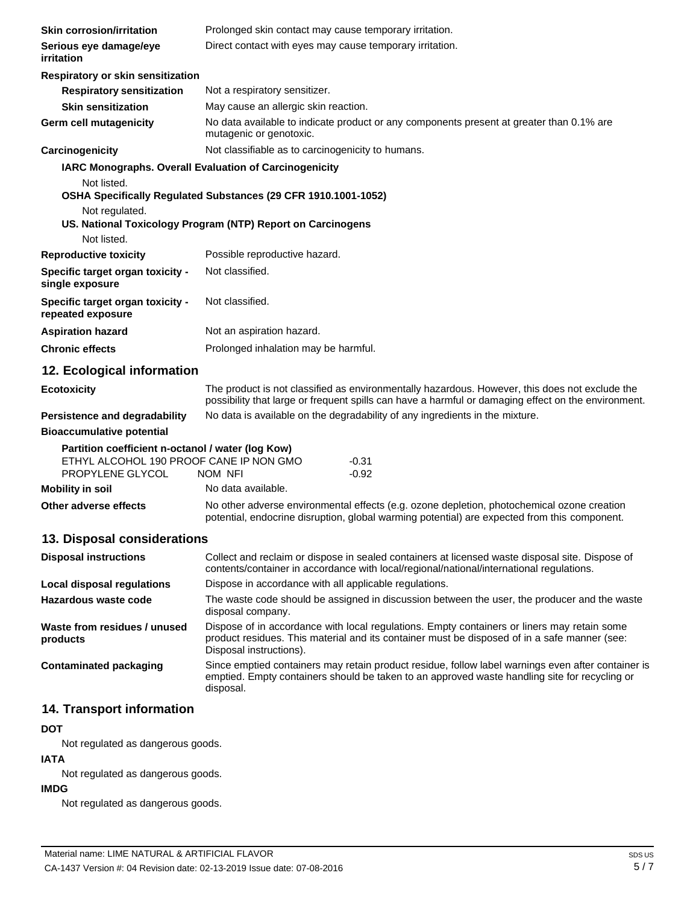**Skin corrosion/irritation** Prolonged skin contact may cause temporary irritation.

**Serious eye damage/eye irritation** Direct contact with eyes may cause temporary irritation.

**Respiratory or skin sensitization**

**Respiratory sensitization** Not a respiratory sensitizer.

**Skin sensitization** May cause an allergic skin reaction.

**Germ cell mutagenicity** No data available to indicate product or any components present at greater than 0.1% are mutagenic or genotoxic.

**Carcinogenicity** Not classifiable as to carcinogenicity to humans.

**IARC Monographs. Overall Evaluation of Carcinogenicity**

Not listed.

**OSHA Specifically Regulated Substances (29 CFR 1910.1001-1052)**

Not regulated.

**US. National Toxicology Program (NTP) Report on Carcinogens**

Not listed.

**Reproductive toxicity** Possible reproductive hazard.

**Specific target organ toxicity - single exposure** Not classified.

**Specific target organ toxicity - repeated exposure** Not classified.

**Aspiration hazard** Not an aspiration hazard.

**Chronic effects** Prolonged inhalation may be harmful.

## 12. Ecological information

**Ecotoxicity** The product is not classified as environmentally hazardous. However, this does not exclude the possibility that large or frequent spills can have a harmful or damaging effect on the environment.

**Persistence and degradability** No data is available on the degradability of any ingredients in the mixture.

**Bioaccumulative potential**

**Partition coefficient n-octanol / water (log Kow)**

| | |
|---|---|
| ETHYL ALCOHOL 190 PROOF CANE IP NON GMO | -0.31 |
| PROPYLENE GLYCOL NOM NFI | -0.92 |

**Mobility in soil** No data available.

**Other adverse effects** No other adverse environmental effects (e.g. ozone depletion, photochemical ozone creation potential, endocrine disruption, global warming potential) are expected from this component.

## 13. Disposal considerations

**Disposal instructions** Collect and reclaim or dispose in sealed containers at licensed waste disposal site. Dispose of contents/container in accordance with local/regional/national/international regulations.

**Local disposal regulations** Dispose in accordance with all applicable regulations.

**Hazardous waste code** The waste code should be assigned in discussion between the user, the producer and the waste disposal company.

**Waste from residues / unused products** Dispose of in accordance with local regulations. Empty containers or liners may retain some product residues. This material and its container must be disposed of in a safe manner (see: Disposal instructions).

**Contaminated packaging** Since emptied containers may retain product residue, follow label warnings even after container is emptied. Empty containers should be taken to an approved waste handling site for recycling or disposal.

## 14. Transport information

**DOT**

Not regulated as dangerous goods.

**IATA**

Not regulated as dangerous goods.

**IMDG**

Not regulated as dangerous goods.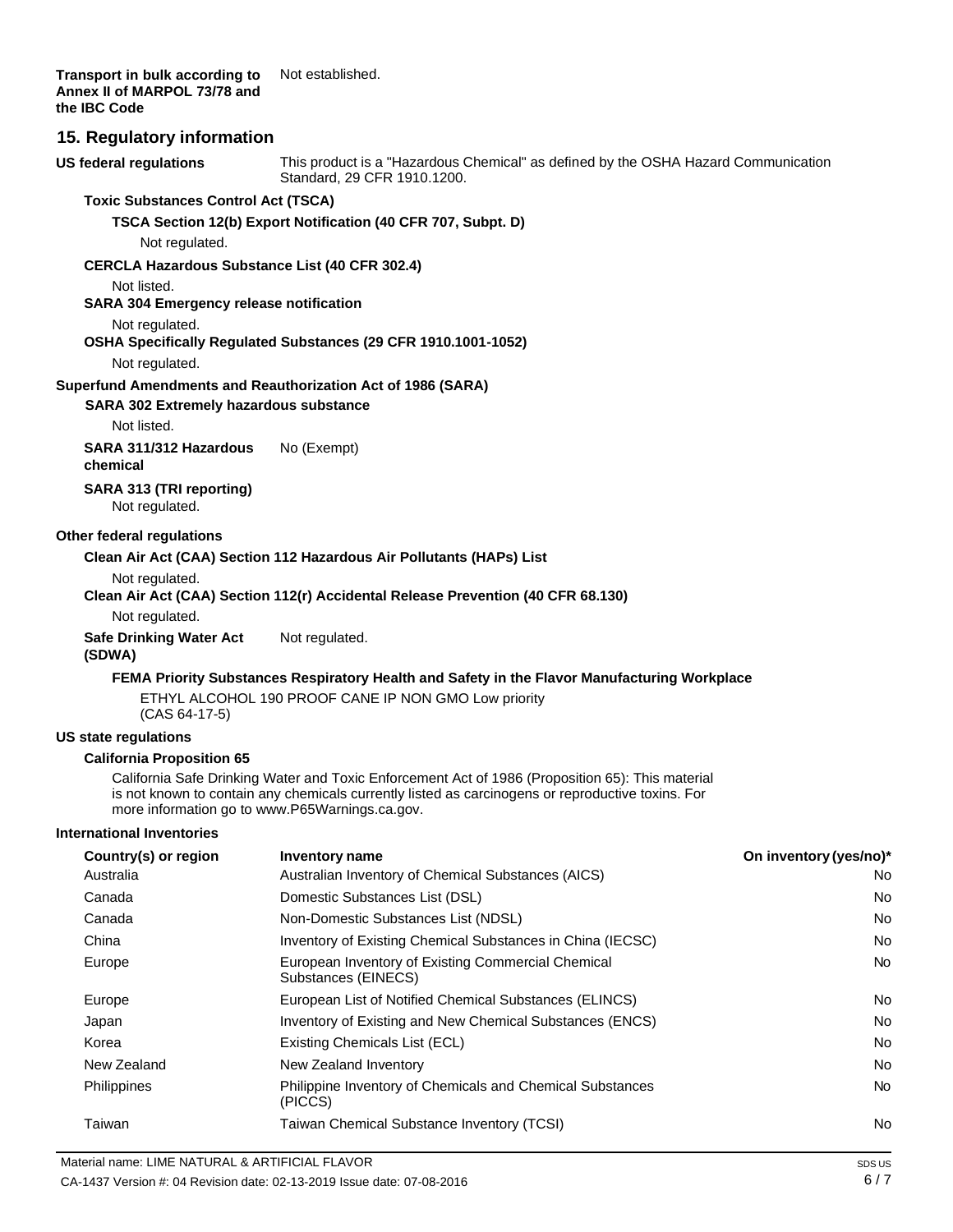**Transport in bulk according to Annex II of MARPOL 73/78 and the IBC Code** Not established.

## 15. Regulatory information

**US federal regulations** This product is a "Hazardous Chemical" as defined by the OSHA Hazard Communication Standard, 29 CFR 1910.1200.

**Toxic Substances Control Act (TSCA)**

**TSCA Section 12(b) Export Notification (40 CFR 707, Subpt. D)**

Not regulated.

**CERCLA Hazardous Substance List (40 CFR 302.4)**

Not listed.

**SARA 304 Emergency release notification**

Not regulated.

**OSHA Specifically Regulated Substances (29 CFR 1910.1001-1052)**

Not regulated.

**Superfund Amendments and Reauthorization Act of 1986 (SARA)**

**SARA 302 Extremely hazardous substance**

Not listed.

**SARA 311/312 Hazardous chemical** No (Exempt)

**SARA 313 (TRI reporting)**

Not regulated.

**Other federal regulations**

**Clean Air Act (CAA) Section 112 Hazardous Air Pollutants (HAPs) List**

Not regulated.

**Clean Air Act (CAA) Section 112(r) Accidental Release Prevention (40 CFR 68.130)**

Not regulated.

**Safe Drinking Water Act (SDWA)** Not regulated.

**FEMA Priority Substances Respiratory Health and Safety in the Flavor Manufacturing Workplace**

ETHYL ALCOHOL 190 PROOF CANE IP NON GMO Low priority (CAS 64-17-5)

**US state regulations**

**California Proposition 65**

California Safe Drinking Water and Toxic Enforcement Act of 1986 (Proposition 65): This material is not known to contain any chemicals currently listed as carcinogens or reproductive toxins. For more information go to www.P65Warnings.ca.gov.

**International Inventories**

| Country(s) or region | Inventory name | On inventory (yes/no)* |
|---|---|---|
| Australia | Australian Inventory of Chemical Substances (AICS) | No |
| Canada | Domestic Substances List (DSL) | No |
| Canada | Non-Domestic Substances List (NDSL) | No |
| China | Inventory of Existing Chemical Substances in China (IECSC) | No |
| Europe | European Inventory of Existing Commercial Chemical Substances (EINECS) | No |
| Europe | European List of Notified Chemical Substances (ELINCS) | No |
| Japan | Inventory of Existing and New Chemical Substances (ENCS) | No |
| Korea | Existing Chemicals List (ECL) | No |
| New Zealand | New Zealand Inventory | No |
| Philippines | Philippine Inventory of Chemicals and Chemical Substances (PICCS) | No |
| Taiwan | Taiwan Chemical Substance Inventory (TCSI) | No |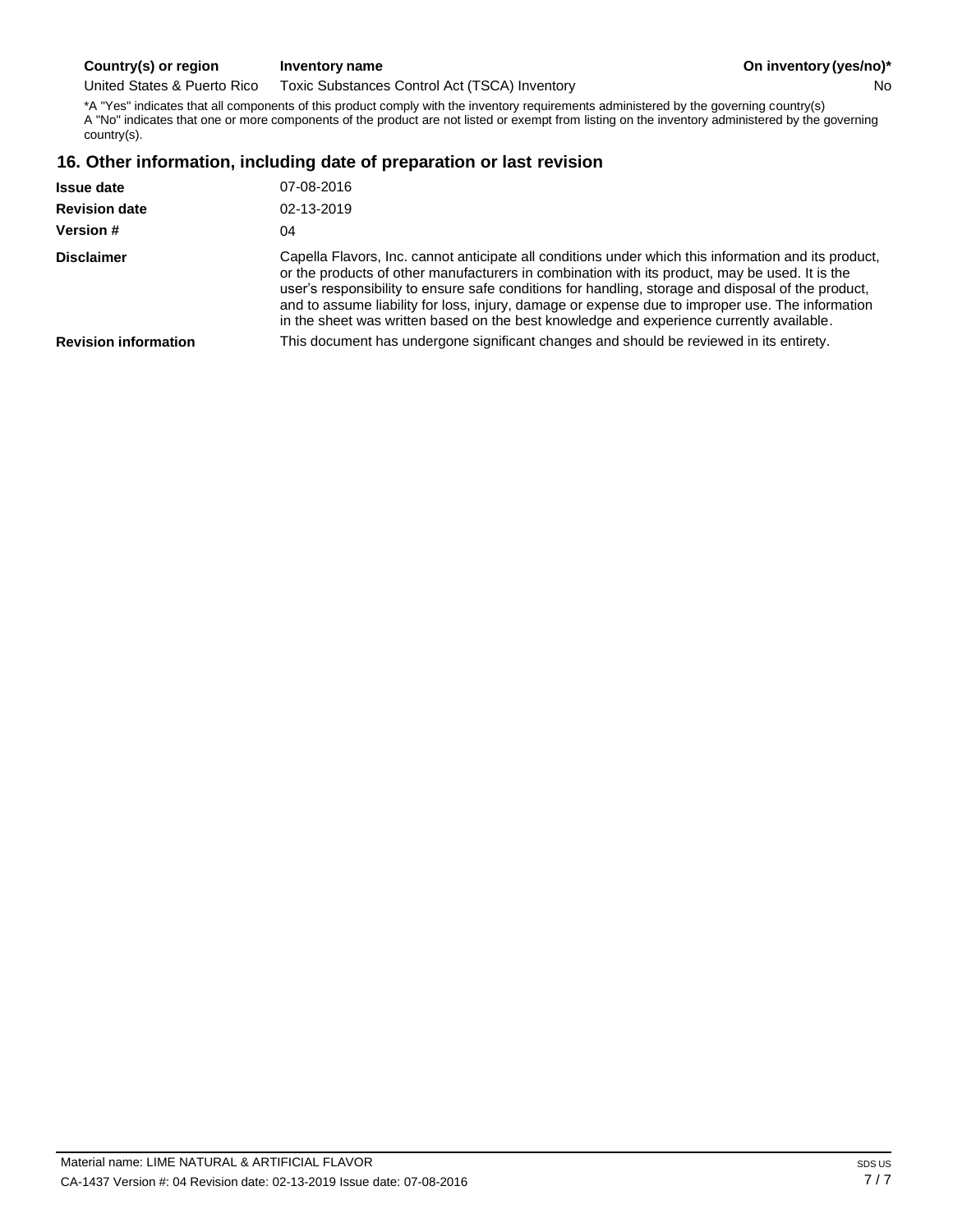| Country(s) or region | Inventory name | On inventory (yes/no)* |
| --- | --- | --- |
| United States & Puerto Rico | Toxic Substances Control Act (TSCA) Inventory | No |

*A "Yes" indicates that all components of this product comply with the inventory requirements administered by the governing country(s)
A "No" indicates that one or more components of the product are not listed or exempt from listing on the inventory administered by the governing country(s).

## 16. Other information, including date of preparation or last revision

| | |
| --- | --- |
| **Issue date** | 07-08-2016 |
| **Revision date** | 02-13-2019 |
| **Version #** | 04 |
| **Disclaimer** | Capella Flavors, Inc. cannot anticipate all conditions under which this information and its product, or the products of other manufacturers in combination with its product, may be used. It is the user's responsibility to ensure safe conditions for handling, storage and disposal of the product, and to assume liability for loss, injury, damage or expense due to improper use. The information in the sheet was written based on the best knowledge and experience currently available. |
| **Revision information** | This document has undergone significant changes and should be reviewed in its entirety. |